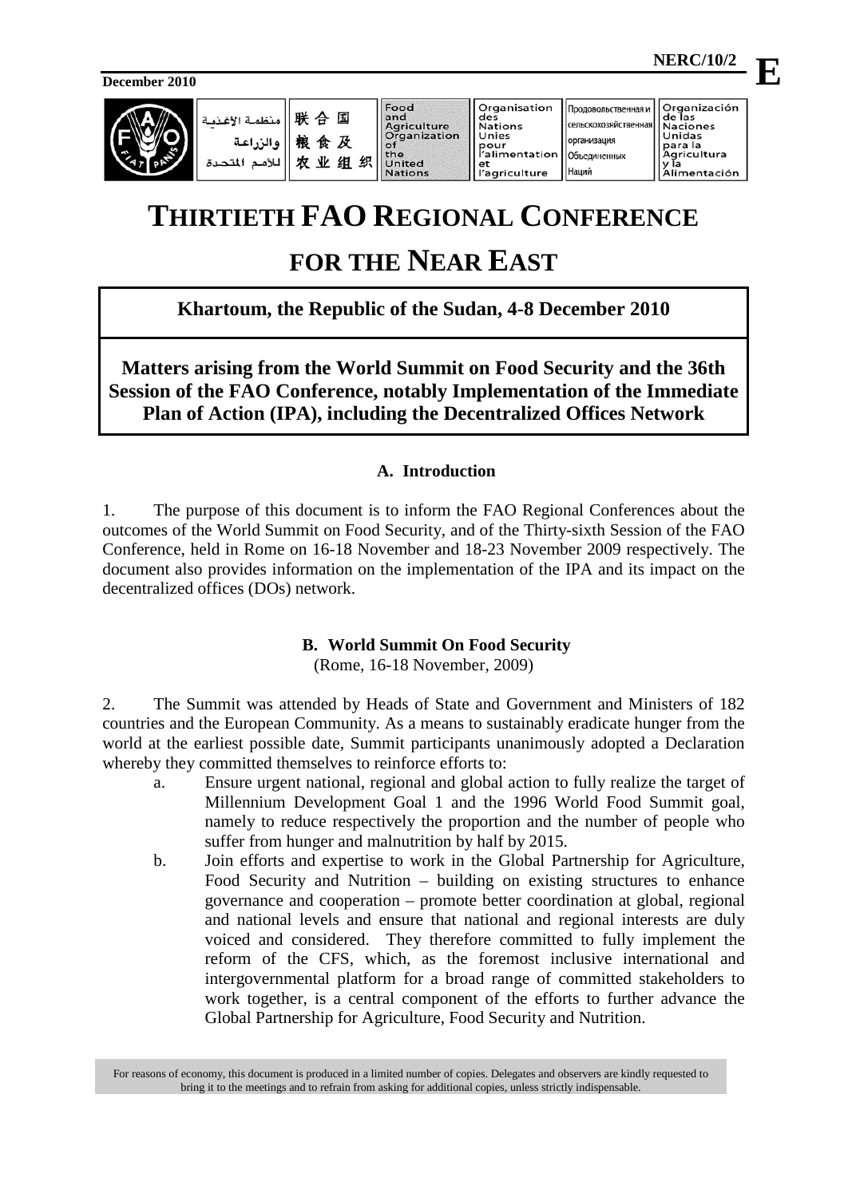December 2010

NERC/10/2

E

منظمة الأغذية والزراعة للأمم المتحدة | 联合国粮食及农业组织 | Food and Agriculture Organization of the United Nations | Organisation des Nations Unies pour l'alimentation et l'agriculture | Продовольственная и сельскохозяйственная организация Объединенных Наций | Organización de las Naciones Unidas para la Agricultura y la Alimentación

# THIRTIETH FAO REGIONAL CONFERENCE FOR THE NEAR EAST

**Khartoum, the Republic of the Sudan, 4-8 December 2010**

## Matters arising from the World Summit on Food Security and the 36th Session of the FAO Conference, notably Implementation of the Immediate Plan of Action (IPA), including the Decentralized Offices Network

### A. Introduction

1. The purpose of this document is to inform the FAO Regional Conferences about the outcomes of the World Summit on Food Security, and of the Thirty-sixth Session of the FAO Conference, held in Rome on 16-18 November and 18-23 November 2009 respectively. The document also provides information on the implementation of the IPA and its impact on the decentralized offices (DOs) network.

### B. World Summit On Food Security

(Rome, 16-18 November, 2009)

2. The Summit was attended by Heads of State and Government and Ministers of 182 countries and the European Community. As a means to sustainably eradicate hunger from the world at the earliest possible date, Summit participants unanimously adopted a Declaration whereby they committed themselves to reinforce efforts to:

   a. Ensure urgent national, regional and global action to fully realize the target of Millennium Development Goal 1 and the 1996 World Food Summit goal, namely to reduce respectively the proportion and the number of people who suffer from hunger and malnutrition by half by 2015.

   b. Join efforts and expertise to work in the Global Partnership for Agriculture, Food Security and Nutrition – building on existing structures to enhance governance and cooperation – promote better coordination at global, regional and national levels and ensure that national and regional interests are duly voiced and considered. They therefore committed to fully implement the reform of the CFS, which, as the foremost inclusive international and intergovernmental platform for a broad range of committed stakeholders to work together, is a central component of the efforts to further advance the Global Partnership for Agriculture, Food Security and Nutrition.

For reasons of economy, this document is produced in a limited number of copies. Delegates and observers are kindly requested to bring it to the meetings and to refrain from asking for additional copies, unless strictly indispensable.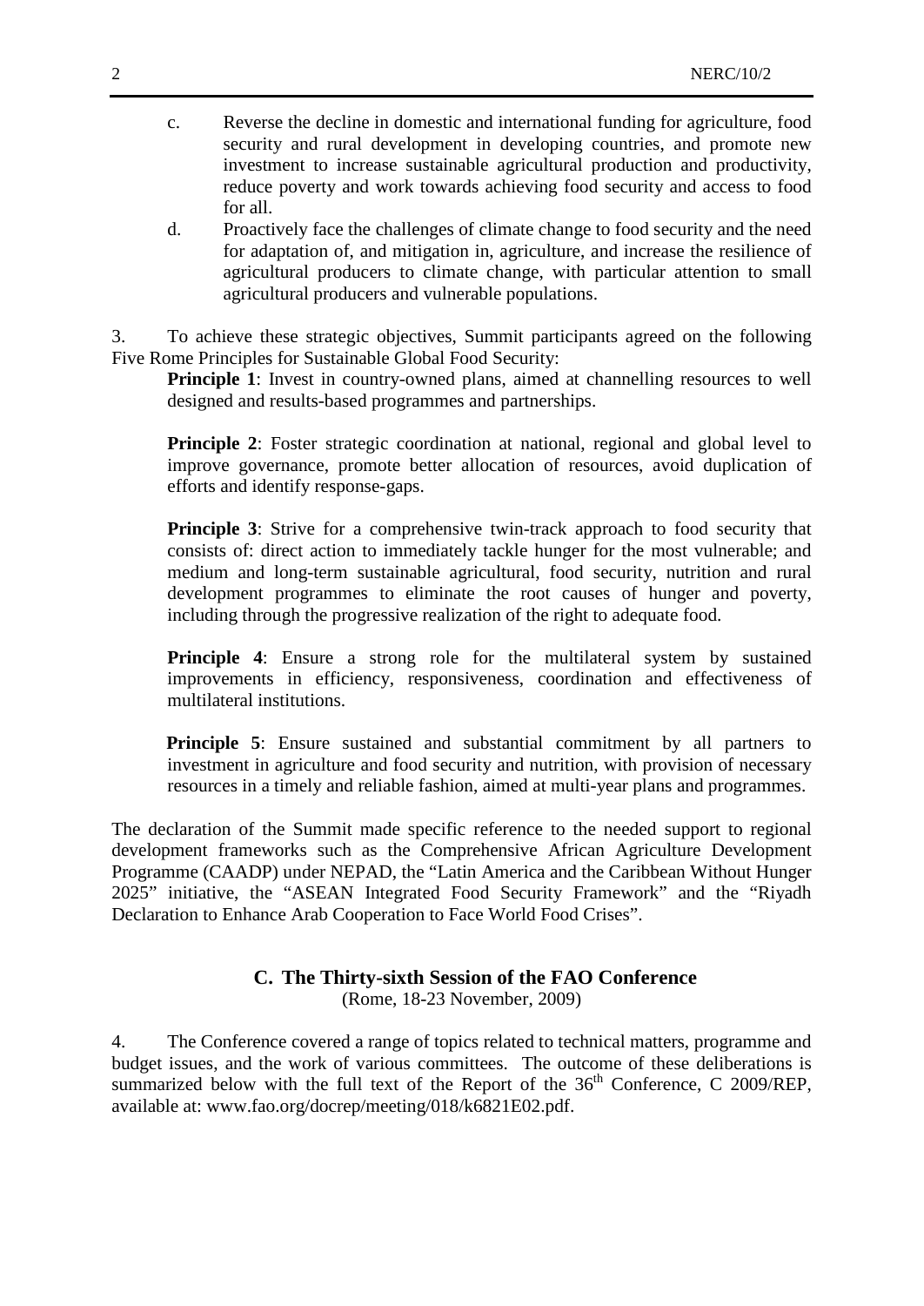c. Reverse the decline in domestic and international funding for agriculture, food security and rural development in developing countries, and promote new investment to increase sustainable agricultural production and productivity, reduce poverty and work towards achieving food security and access to food for all.

d. Proactively face the challenges of climate change to food security and the need for adaptation of, and mitigation in, agriculture, and increase the resilience of agricultural producers to climate change, with particular attention to small agricultural producers and vulnerable populations.

3. To achieve these strategic objectives, Summit participants agreed on the following Five Rome Principles for Sustainable Global Food Security:

**Principle 1**: Invest in country-owned plans, aimed at channelling resources to well designed and results-based programmes and partnerships.

**Principle 2**: Foster strategic coordination at national, regional and global level to improve governance, promote better allocation of resources, avoid duplication of efforts and identify response-gaps.

**Principle 3**: Strive for a comprehensive twin-track approach to food security that consists of: direct action to immediately tackle hunger for the most vulnerable; and medium and long-term sustainable agricultural, food security, nutrition and rural development programmes to eliminate the root causes of hunger and poverty, including through the progressive realization of the right to adequate food.

**Principle 4**: Ensure a strong role for the multilateral system by sustained improvements in efficiency, responsiveness, coordination and effectiveness of multilateral institutions.

**Principle 5**: Ensure sustained and substantial commitment by all partners to investment in agriculture and food security and nutrition, with provision of necessary resources in a timely and reliable fashion, aimed at multi-year plans and programmes.

The declaration of the Summit made specific reference to the needed support to regional development frameworks such as the Comprehensive African Agriculture Development Programme (CAADP) under NEPAD, the "Latin America and the Caribbean Without Hunger 2025" initiative, the "ASEAN Integrated Food Security Framework" and the "Riyadh Declaration to Enhance Arab Cooperation to Face World Food Crises".

### C. The Thirty-sixth Session of the FAO Conference

(Rome, 18-23 November, 2009)

4. The Conference covered a range of topics related to technical matters, programme and budget issues, and the work of various committees. The outcome of these deliberations is summarized below with the full text of the Report of the 36th Conference, C 2009/REP, available at: www.fao.org/docrep/meeting/018/k6821E02.pdf.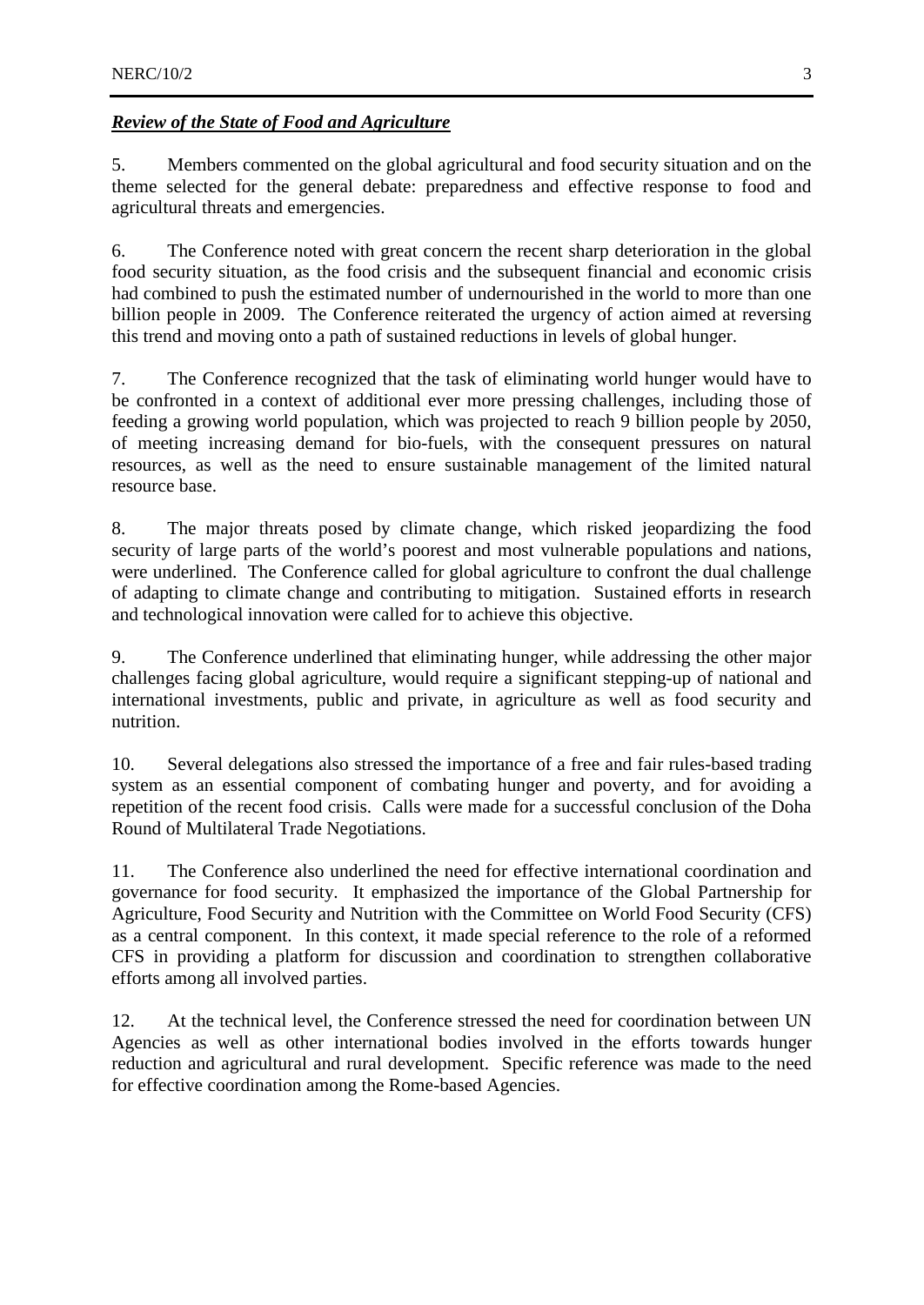***Review of the State of Food and Agriculture***

5. Members commented on the global agricultural and food security situation and on the theme selected for the general debate: preparedness and effective response to food and agricultural threats and emergencies.

6. The Conference noted with great concern the recent sharp deterioration in the global food security situation, as the food crisis and the subsequent financial and economic crisis had combined to push the estimated number of undernourished in the world to more than one billion people in 2009. The Conference reiterated the urgency of action aimed at reversing this trend and moving onto a path of sustained reductions in levels of global hunger.

7. The Conference recognized that the task of eliminating world hunger would have to be confronted in a context of additional ever more pressing challenges, including those of feeding a growing world population, which was projected to reach 9 billion people by 2050, of meeting increasing demand for bio-fuels, with the consequent pressures on natural resources, as well as the need to ensure sustainable management of the limited natural resource base.

8. The major threats posed by climate change, which risked jeopardizing the food security of large parts of the world's poorest and most vulnerable populations and nations, were underlined. The Conference called for global agriculture to confront the dual challenge of adapting to climate change and contributing to mitigation. Sustained efforts in research and technological innovation were called for to achieve this objective.

9. The Conference underlined that eliminating hunger, while addressing the other major challenges facing global agriculture, would require a significant stepping-up of national and international investments, public and private, in agriculture as well as food security and nutrition.

10. Several delegations also stressed the importance of a free and fair rules-based trading system as an essential component of combating hunger and poverty, and for avoiding a repetition of the recent food crisis. Calls were made for a successful conclusion of the Doha Round of Multilateral Trade Negotiations.

11. The Conference also underlined the need for effective international coordination and governance for food security. It emphasized the importance of the Global Partnership for Agriculture, Food Security and Nutrition with the Committee on World Food Security (CFS) as a central component. In this context, it made special reference to the role of a reformed CFS in providing a platform for discussion and coordination to strengthen collaborative efforts among all involved parties.

12. At the technical level, the Conference stressed the need for coordination between UN Agencies as well as other international bodies involved in the efforts towards hunger reduction and agricultural and rural development. Specific reference was made to the need for effective coordination among the Rome-based Agencies.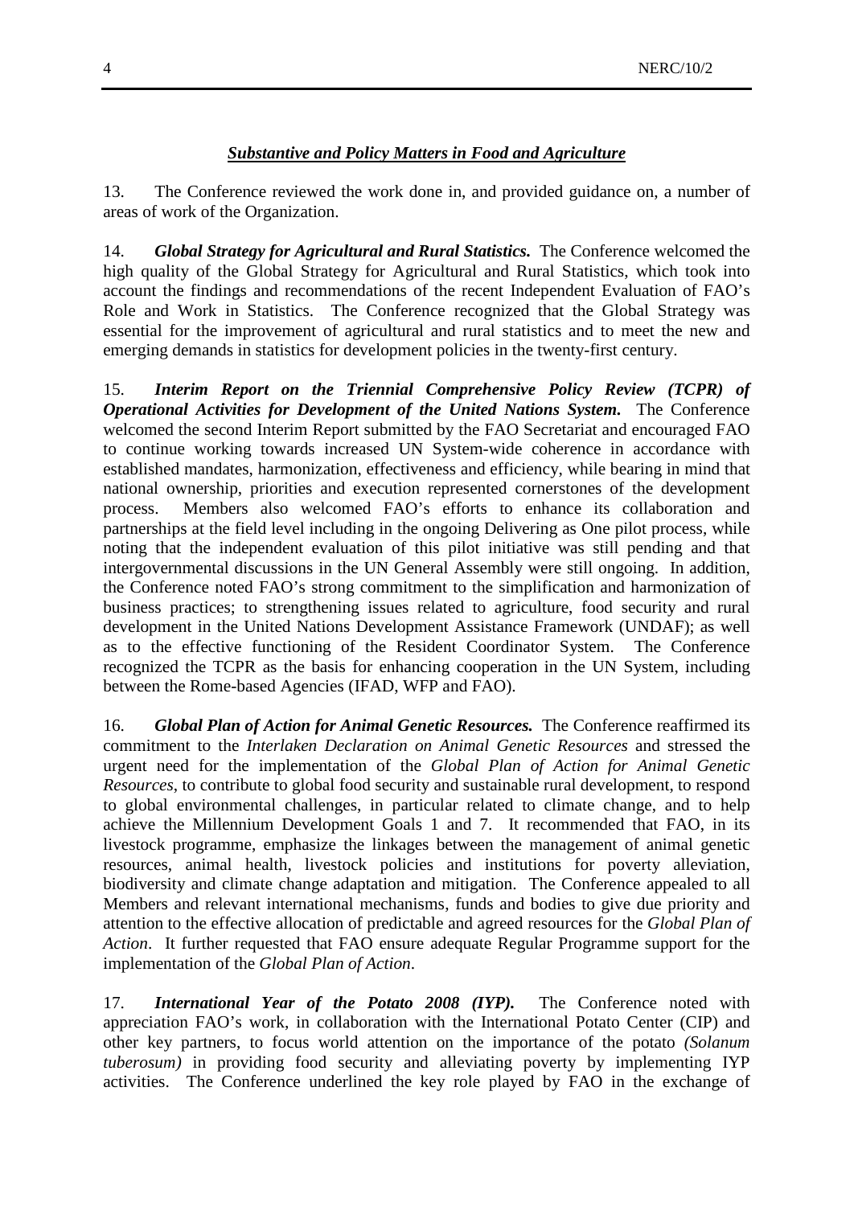## ***Substantive and Policy Matters in Food and Agriculture***

13. The Conference reviewed the work done in, and provided guidance on, a number of areas of work of the Organization.

14. ***Global Strategy for Agricultural and Rural Statistics.*** The Conference welcomed the high quality of the Global Strategy for Agricultural and Rural Statistics, which took into account the findings and recommendations of the recent Independent Evaluation of FAO's Role and Work in Statistics. The Conference recognized that the Global Strategy was essential for the improvement of agricultural and rural statistics and to meet the new and emerging demands in statistics for development policies in the twenty-first century.

15. ***Interim Report on the Triennial Comprehensive Policy Review (TCPR) of Operational Activities for Development of the United Nations System.*** The Conference welcomed the second Interim Report submitted by the FAO Secretariat and encouraged FAO to continue working towards increased UN System-wide coherence in accordance with established mandates, harmonization, effectiveness and efficiency, while bearing in mind that national ownership, priorities and execution represented cornerstones of the development process. Members also welcomed FAO's efforts to enhance its collaboration and partnerships at the field level including in the ongoing Delivering as One pilot process, while noting that the independent evaluation of this pilot initiative was still pending and that intergovernmental discussions in the UN General Assembly were still ongoing. In addition, the Conference noted FAO's strong commitment to the simplification and harmonization of business practices; to strengthening issues related to agriculture, food security and rural development in the United Nations Development Assistance Framework (UNDAF); as well as to the effective functioning of the Resident Coordinator System. The Conference recognized the TCPR as the basis for enhancing cooperation in the UN System, including between the Rome-based Agencies (IFAD, WFP and FAO).

16. ***Global Plan of Action for Animal Genetic Resources.*** The Conference reaffirmed its commitment to the *Interlaken Declaration on Animal Genetic Resources* and stressed the urgent need for the implementation of the *Global Plan of Action for Animal Genetic Resources*, to contribute to global food security and sustainable rural development, to respond to global environmental challenges, in particular related to climate change, and to help achieve the Millennium Development Goals 1 and 7. It recommended that FAO, in its livestock programme, emphasize the linkages between the management of animal genetic resources, animal health, livestock policies and institutions for poverty alleviation, biodiversity and climate change adaptation and mitigation. The Conference appealed to all Members and relevant international mechanisms, funds and bodies to give due priority and attention to the effective allocation of predictable and agreed resources for the *Global Plan of Action*. It further requested that FAO ensure adequate Regular Programme support for the implementation of the *Global Plan of Action*.

17. ***International Year of the Potato 2008 (IYP).*** The Conference noted with appreciation FAO's work, in collaboration with the International Potato Center (CIP) and other key partners, to focus world attention on the importance of the potato *(Solanum tuberosum)* in providing food security and alleviating poverty by implementing IYP activities. The Conference underlined the key role played by FAO in the exchange of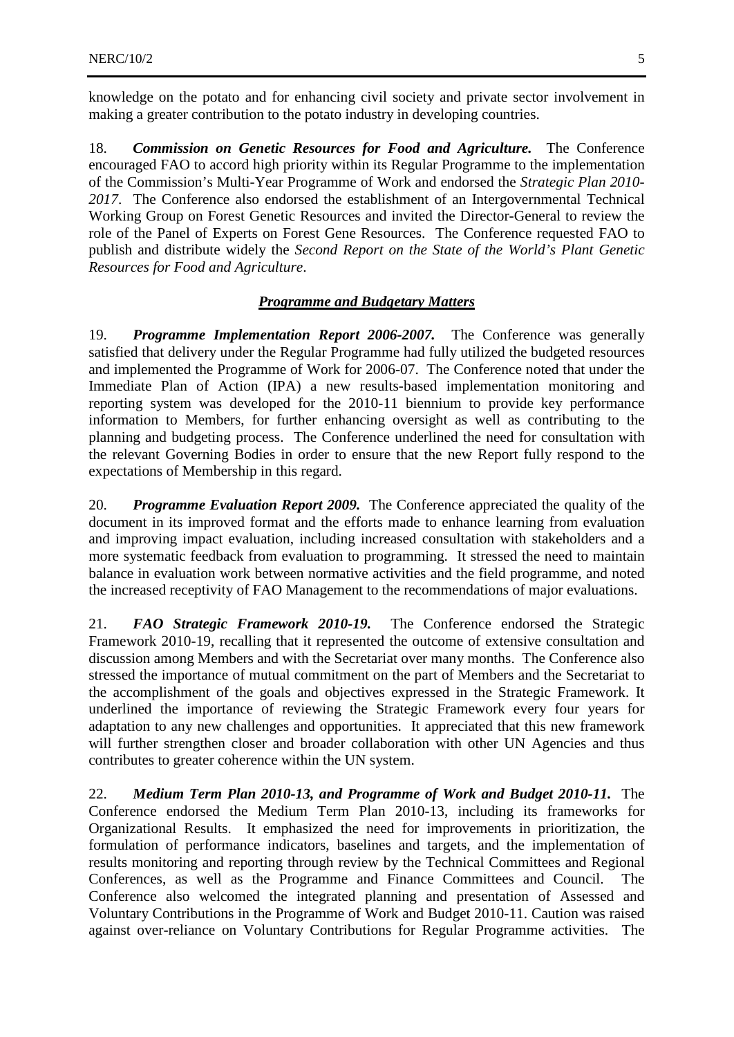knowledge on the potato and for enhancing civil society and private sector involvement in making a greater contribution to the potato industry in developing countries.

18. ***Commission on Genetic Resources for Food and Agriculture.*** The Conference encouraged FAO to accord high priority within its Regular Programme to the implementation of the Commission's Multi-Year Programme of Work and endorsed the *Strategic Plan 2010-2017*. The Conference also endorsed the establishment of an Intergovernmental Technical Working Group on Forest Genetic Resources and invited the Director-General to review the role of the Panel of Experts on Forest Gene Resources. The Conference requested FAO to publish and distribute widely the *Second Report on the State of the World's Plant Genetic Resources for Food and Agriculture*.

## ***Programme and Budgetary Matters***

19. ***Programme Implementation Report 2006-2007.*** The Conference was generally satisfied that delivery under the Regular Programme had fully utilized the budgeted resources and implemented the Programme of Work for 2006-07. The Conference noted that under the Immediate Plan of Action (IPA) a new results-based implementation monitoring and reporting system was developed for the 2010-11 biennium to provide key performance information to Members, for further enhancing oversight as well as contributing to the planning and budgeting process. The Conference underlined the need for consultation with the relevant Governing Bodies in order to ensure that the new Report fully respond to the expectations of Membership in this regard.

20. ***Programme Evaluation Report 2009.*** The Conference appreciated the quality of the document in its improved format and the efforts made to enhance learning from evaluation and improving impact evaluation, including increased consultation with stakeholders and a more systematic feedback from evaluation to programming. It stressed the need to maintain balance in evaluation work between normative activities and the field programme, and noted the increased receptivity of FAO Management to the recommendations of major evaluations.

21. ***FAO Strategic Framework 2010-19.*** The Conference endorsed the Strategic Framework 2010-19, recalling that it represented the outcome of extensive consultation and discussion among Members and with the Secretariat over many months. The Conference also stressed the importance of mutual commitment on the part of Members and the Secretariat to the accomplishment of the goals and objectives expressed in the Strategic Framework. It underlined the importance of reviewing the Strategic Framework every four years for adaptation to any new challenges and opportunities. It appreciated that this new framework will further strengthen closer and broader collaboration with other UN Agencies and thus contributes to greater coherence within the UN system.

22. ***Medium Term Plan 2010-13, and Programme of Work and Budget 2010-11.*** The Conference endorsed the Medium Term Plan 2010-13, including its frameworks for Organizational Results. It emphasized the need for improvements in prioritization, the formulation of performance indicators, baselines and targets, and the implementation of results monitoring and reporting through review by the Technical Committees and Regional Conferences, as well as the Programme and Finance Committees and Council. The Conference also welcomed the integrated planning and presentation of Assessed and Voluntary Contributions in the Programme of Work and Budget 2010-11. Caution was raised against over-reliance on Voluntary Contributions for Regular Programme activities. The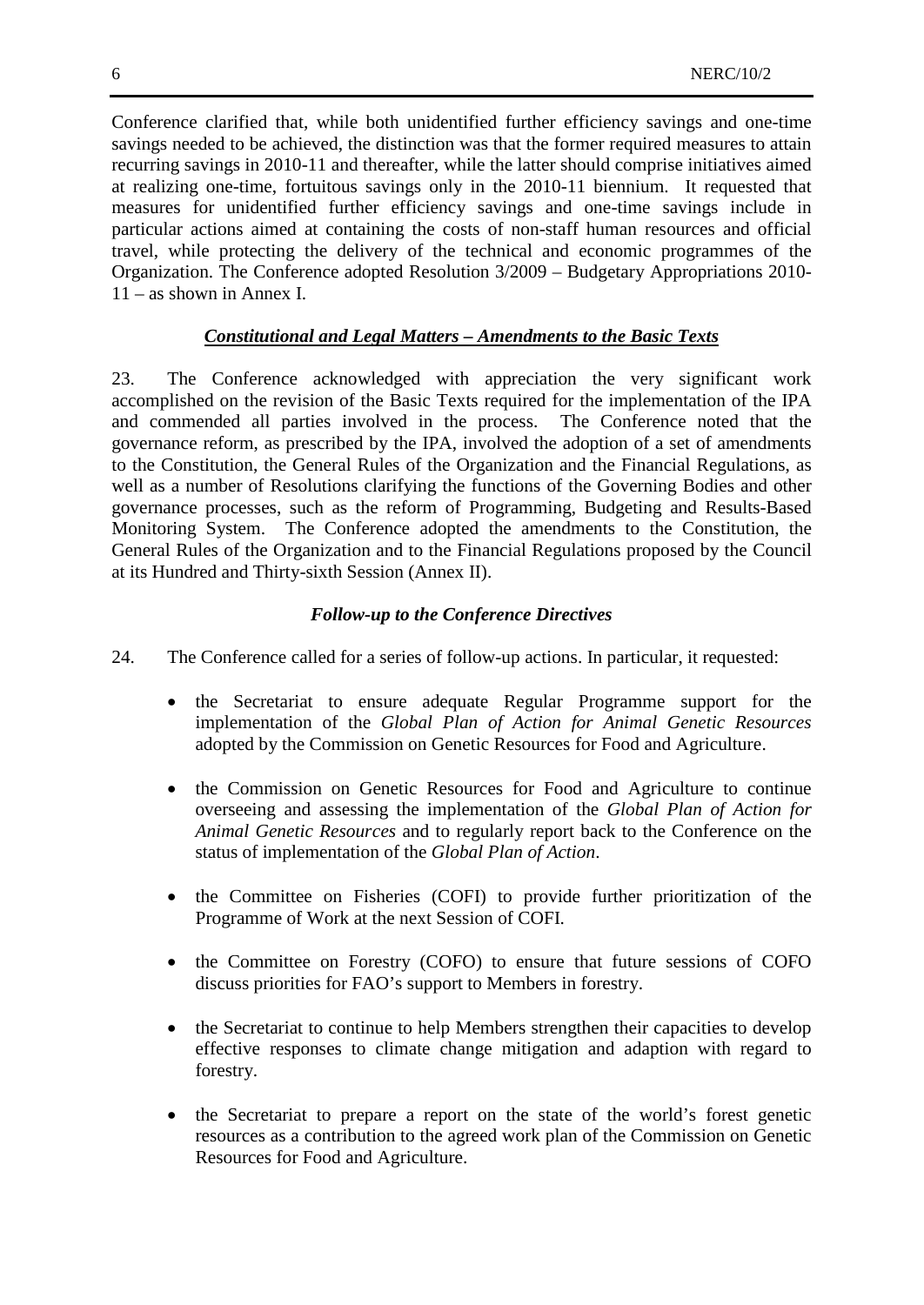Conference clarified that, while both unidentified further efficiency savings and one-time savings needed to be achieved, the distinction was that the former required measures to attain recurring savings in 2010-11 and thereafter, while the latter should comprise initiatives aimed at realizing one-time, fortuitous savings only in the 2010-11 biennium. It requested that measures for unidentified further efficiency savings and one-time savings include in particular actions aimed at containing the costs of non-staff human resources and official travel, while protecting the delivery of the technical and economic programmes of the Organization. The Conference adopted Resolution 3/2009 – Budgetary Appropriations 2010-11 – as shown in Annex I.

### ***Constitutional and Legal Matters – Amendments to the Basic Texts***

23. The Conference acknowledged with appreciation the very significant work accomplished on the revision of the Basic Texts required for the implementation of the IPA and commended all parties involved in the process. The Conference noted that the governance reform, as prescribed by the IPA, involved the adoption of a set of amendments to the Constitution, the General Rules of the Organization and the Financial Regulations, as well as a number of Resolutions clarifying the functions of the Governing Bodies and other governance processes, such as the reform of Programming, Budgeting and Results-Based Monitoring System. The Conference adopted the amendments to the Constitution, the General Rules of the Organization and to the Financial Regulations proposed by the Council at its Hundred and Thirty-sixth Session (Annex II).

### ***Follow-up to the Conference Directives***

24. The Conference called for a series of follow-up actions. In particular, it requested:

- the Secretariat to ensure adequate Regular Programme support for the implementation of the *Global Plan of Action for Animal Genetic Resources* adopted by the Commission on Genetic Resources for Food and Agriculture.

- the Commission on Genetic Resources for Food and Agriculture to continue overseeing and assessing the implementation of the *Global Plan of Action for Animal Genetic Resources* and to regularly report back to the Conference on the status of implementation of the *Global Plan of Action*.

- the Committee on Fisheries (COFI) to provide further prioritization of the Programme of Work at the next Session of COFI.

- the Committee on Forestry (COFO) to ensure that future sessions of COFO discuss priorities for FAO's support to Members in forestry.

- the Secretariat to continue to help Members strengthen their capacities to develop effective responses to climate change mitigation and adaption with regard to forestry.

- the Secretariat to prepare a report on the state of the world's forest genetic resources as a contribution to the agreed work plan of the Commission on Genetic Resources for Food and Agriculture.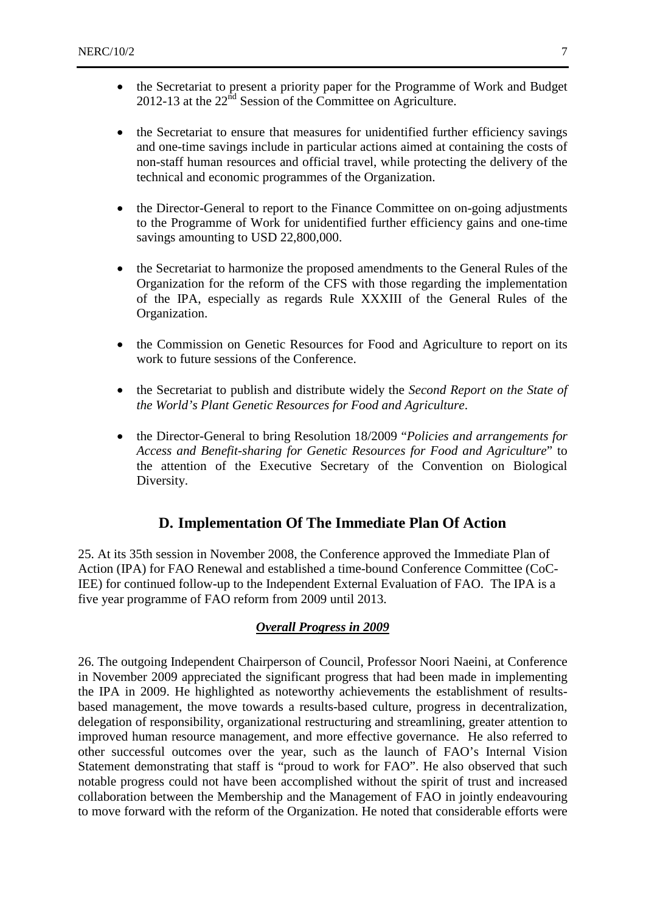- the Secretariat to present a priority paper for the Programme of Work and Budget 2012-13 at the 22nd Session of the Committee on Agriculture.

- the Secretariat to ensure that measures for unidentified further efficiency savings and one-time savings include in particular actions aimed at containing the costs of non-staff human resources and official travel, while protecting the delivery of the technical and economic programmes of the Organization.

- the Director-General to report to the Finance Committee on on-going adjustments to the Programme of Work for unidentified further efficiency gains and one-time savings amounting to USD 22,800,000.

- the Secretariat to harmonize the proposed amendments to the General Rules of the Organization for the reform of the CFS with those regarding the implementation of the IPA, especially as regards Rule XXXIII of the General Rules of the Organization.

- the Commission on Genetic Resources for Food and Agriculture to report on its work to future sessions of the Conference.

- the Secretariat to publish and distribute widely the *Second Report on the State of the World's Plant Genetic Resources for Food and Agriculture*.

- the Director-General to bring Resolution 18/2009 "*Policies and arrangements for Access and Benefit-sharing for Genetic Resources for Food and Agriculture*" to the attention of the Executive Secretary of the Convention on Biological Diversity.

## D. Implementation Of The Immediate Plan Of Action

25. At its 35th session in November 2008, the Conference approved the Immediate Plan of Action (IPA) for FAO Renewal and established a time-bound Conference Committee (CoC-IEE) for continued follow-up to the Independent External Evaluation of FAO. The IPA is a five year programme of FAO reform from 2009 until 2013.

### ***Overall Progress in 2009***

26. The outgoing Independent Chairperson of Council, Professor Noori Naeini, at Conference in November 2009 appreciated the significant progress that had been made in implementing the IPA in 2009. He highlighted as noteworthy achievements the establishment of results-based management, the move towards a results-based culture, progress in decentralization, delegation of responsibility, organizational restructuring and streamlining, greater attention to improved human resource management, and more effective governance. He also referred to other successful outcomes over the year, such as the launch of FAO's Internal Vision Statement demonstrating that staff is "proud to work for FAO". He also observed that such notable progress could not have been accomplished without the spirit of trust and increased collaboration between the Membership and the Management of FAO in jointly endeavouring to move forward with the reform of the Organization. He noted that considerable efforts were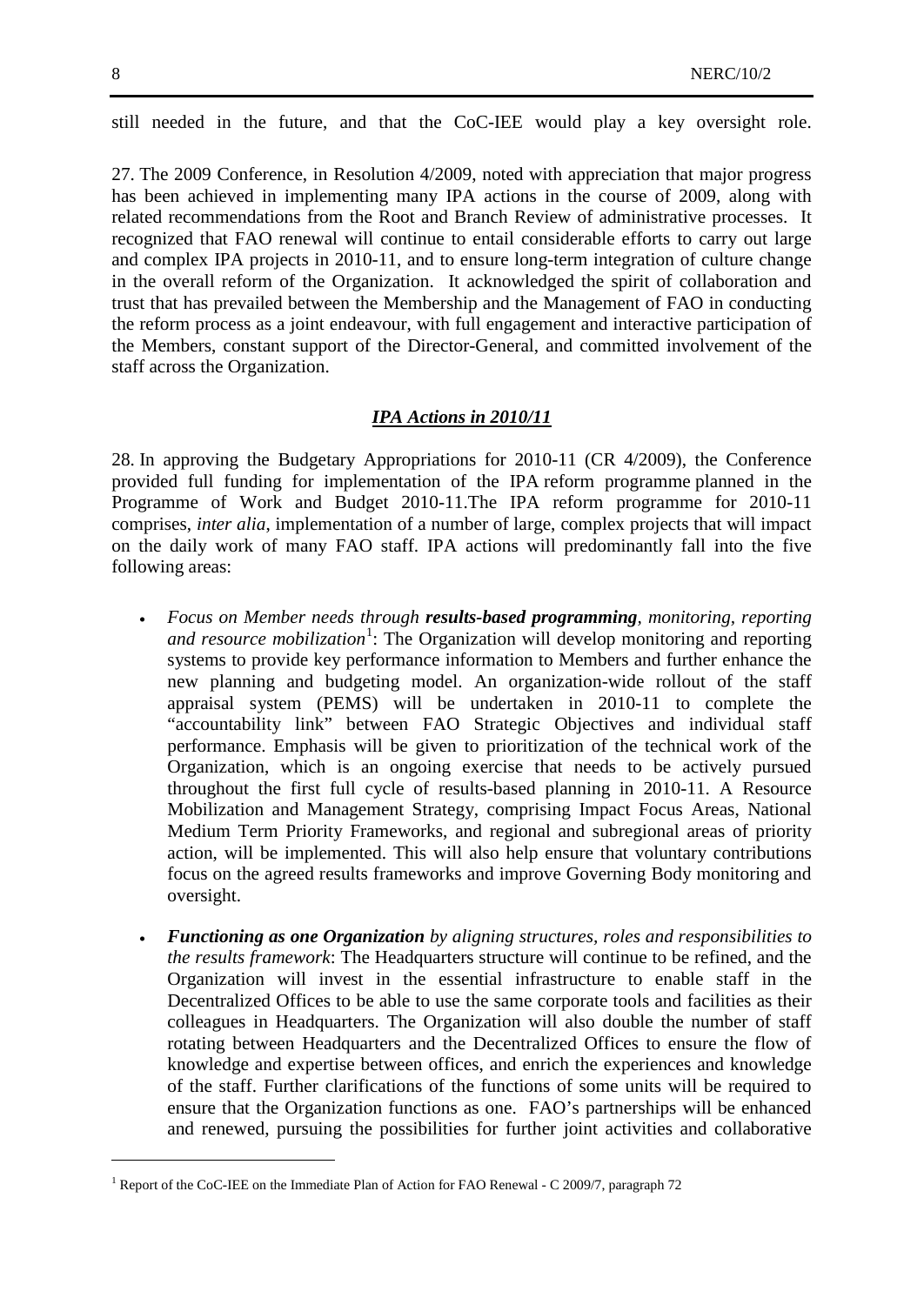still needed in the future, and that the CoC-IEE would play a key oversight role.

27. The 2009 Conference, in Resolution 4/2009, noted with appreciation that major progress has been achieved in implementing many IPA actions in the course of 2009, along with related recommendations from the Root and Branch Review of administrative processes. It recognized that FAO renewal will continue to entail considerable efforts to carry out large and complex IPA projects in 2010-11, and to ensure long-term integration of culture change in the overall reform of the Organization. It acknowledged the spirit of collaboration and trust that has prevailed between the Membership and the Management of FAO in conducting the reform process as a joint endeavour, with full engagement and interactive participation of the Members, constant support of the Director-General, and committed involvement of the staff across the Organization.

### ***IPA Actions in 2010/11***

28. In approving the Budgetary Appropriations for 2010-11 (CR 4/2009), the Conference provided full funding for implementation of the IPA reform programme planned in the Programme of Work and Budget 2010-11.The IPA reform programme for 2010-11 comprises, *inter alia*, implementation of a number of large, complex projects that will impact on the daily work of many FAO staff. IPA actions will predominantly fall into the five following areas:

- *Focus on Member needs through **results-based programming**, monitoring, reporting and resource mobilization*[1]: The Organization will develop monitoring and reporting systems to provide key performance information to Members and further enhance the new planning and budgeting model. An organization-wide rollout of the staff appraisal system (PEMS) will be undertaken in 2010-11 to complete the "accountability link" between FAO Strategic Objectives and individual staff performance. Emphasis will be given to prioritization of the technical work of the Organization, which is an ongoing exercise that needs to be actively pursued throughout the first full cycle of results-based planning in 2010-11. A Resource Mobilization and Management Strategy, comprising Impact Focus Areas, National Medium Term Priority Frameworks, and regional and subregional areas of priority action, will be implemented. This will also help ensure that voluntary contributions focus on the agreed results frameworks and improve Governing Body monitoring and oversight.

- ***Functioning as one Organization** by aligning structures, roles and responsibilities to the results framework*: The Headquarters structure will continue to be refined, and the Organization will invest in the essential infrastructure to enable staff in the Decentralized Offices to be able to use the same corporate tools and facilities as their colleagues in Headquarters. The Organization will also double the number of staff rotating between Headquarters and the Decentralized Offices to ensure the flow of knowledge and expertise between offices, and enrich the experiences and knowledge of the staff. Further clarifications of the functions of some units will be required to ensure that the Organization functions as one. FAO's partnerships will be enhanced and renewed, pursuing the possibilities for further joint activities and collaborative

[1] Report of the CoC-IEE on the Immediate Plan of Action for FAO Renewal - C 2009/7, paragraph 72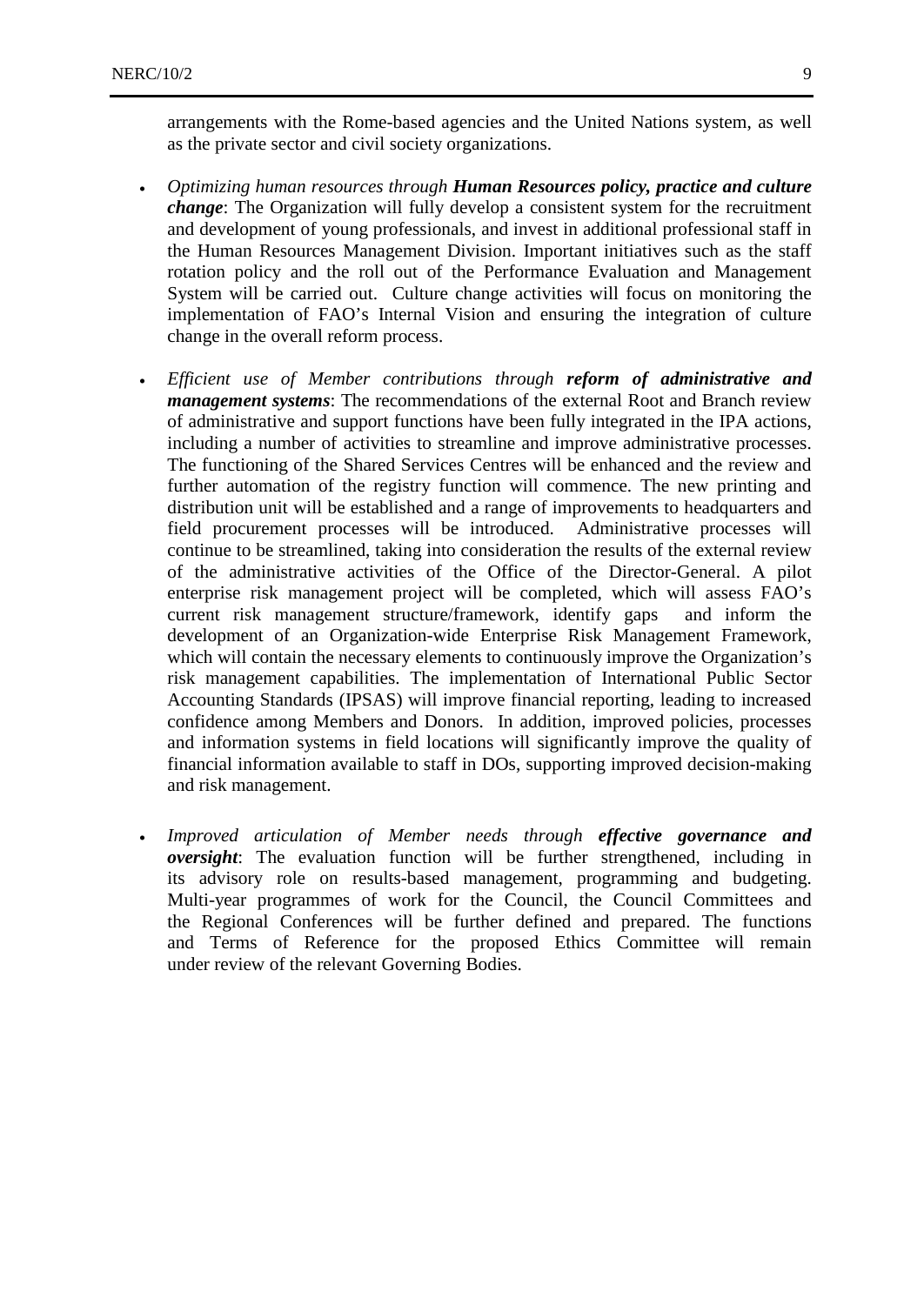arrangements with the Rome-based agencies and the United Nations system, as well as the private sector and civil society organizations.

- *Optimizing human resources through* ***Human Resources policy, practice and culture change***: The Organization will fully develop a consistent system for the recruitment and development of young professionals, and invest in additional professional staff in the Human Resources Management Division. Important initiatives such as the staff rotation policy and the roll out of the Performance Evaluation and Management System will be carried out. Culture change activities will focus on monitoring the implementation of FAO's Internal Vision and ensuring the integration of culture change in the overall reform process.

- *Efficient use of Member contributions through* ***reform of administrative and management systems***: The recommendations of the external Root and Branch review of administrative and support functions have been fully integrated in the IPA actions, including a number of activities to streamline and improve administrative processes. The functioning of the Shared Services Centres will be enhanced and the review and further automation of the registry function will commence. The new printing and distribution unit will be established and a range of improvements to headquarters and field procurement processes will be introduced. Administrative processes will continue to be streamlined, taking into consideration the results of the external review of the administrative activities of the Office of the Director-General. A pilot enterprise risk management project will be completed, which will assess FAO's current risk management structure/framework, identify gaps and inform the development of an Organization-wide Enterprise Risk Management Framework, which will contain the necessary elements to continuously improve the Organization's risk management capabilities. The implementation of International Public Sector Accounting Standards (IPSAS) will improve financial reporting, leading to increased confidence among Members and Donors. In addition, improved policies, processes and information systems in field locations will significantly improve the quality of financial information available to staff in DOs, supporting improved decision-making and risk management.

- *Improved articulation of Member needs through* ***effective governance and oversight***: The evaluation function will be further strengthened, including in its advisory role on results-based management, programming and budgeting. Multi-year programmes of work for the Council, the Council Committees and the Regional Conferences will be further defined and prepared. The functions and Terms of Reference for the proposed Ethics Committee will remain under review of the relevant Governing Bodies.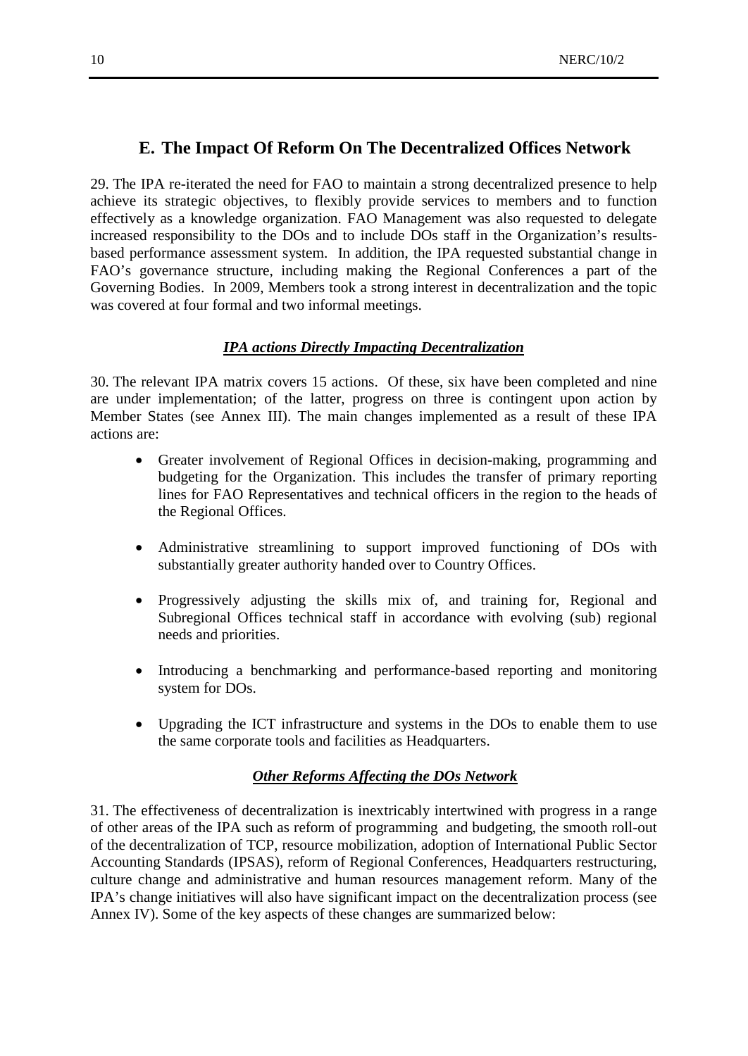## E. The Impact Of Reform On The Decentralized Offices Network

29. The IPA re-iterated the need for FAO to maintain a strong decentralized presence to help achieve its strategic objectives, to flexibly provide services to members and to function effectively as a knowledge organization. FAO Management was also requested to delegate increased responsibility to the DOs and to include DOs staff in the Organization's results-based performance assessment system. In addition, the IPA requested substantial change in FAO's governance structure, including making the Regional Conferences a part of the Governing Bodies. In 2009, Members took a strong interest in decentralization and the topic was covered at four formal and two informal meetings.

### ***IPA actions Directly Impacting Decentralization***

30. The relevant IPA matrix covers 15 actions. Of these, six have been completed and nine are under implementation; of the latter, progress on three is contingent upon action by Member States (see Annex III). The main changes implemented as a result of these IPA actions are:

- Greater involvement of Regional Offices in decision-making, programming and budgeting for the Organization. This includes the transfer of primary reporting lines for FAO Representatives and technical officers in the region to the heads of the Regional Offices.
- Administrative streamlining to support improved functioning of DOs with substantially greater authority handed over to Country Offices.
- Progressively adjusting the skills mix of, and training for, Regional and Subregional Offices technical staff in accordance with evolving (sub) regional needs and priorities.
- Introducing a benchmarking and performance-based reporting and monitoring system for DOs.
- Upgrading the ICT infrastructure and systems in the DOs to enable them to use the same corporate tools and facilities as Headquarters.

### ***Other Reforms Affecting the DOs Network***

31. The effectiveness of decentralization is inextricably intertwined with progress in a range of other areas of the IPA such as reform of programming and budgeting, the smooth roll-out of the decentralization of TCP, resource mobilization, adoption of International Public Sector Accounting Standards (IPSAS), reform of Regional Conferences, Headquarters restructuring, culture change and administrative and human resources management reform. Many of the IPA's change initiatives will also have significant impact on the decentralization process (see Annex IV). Some of the key aspects of these changes are summarized below: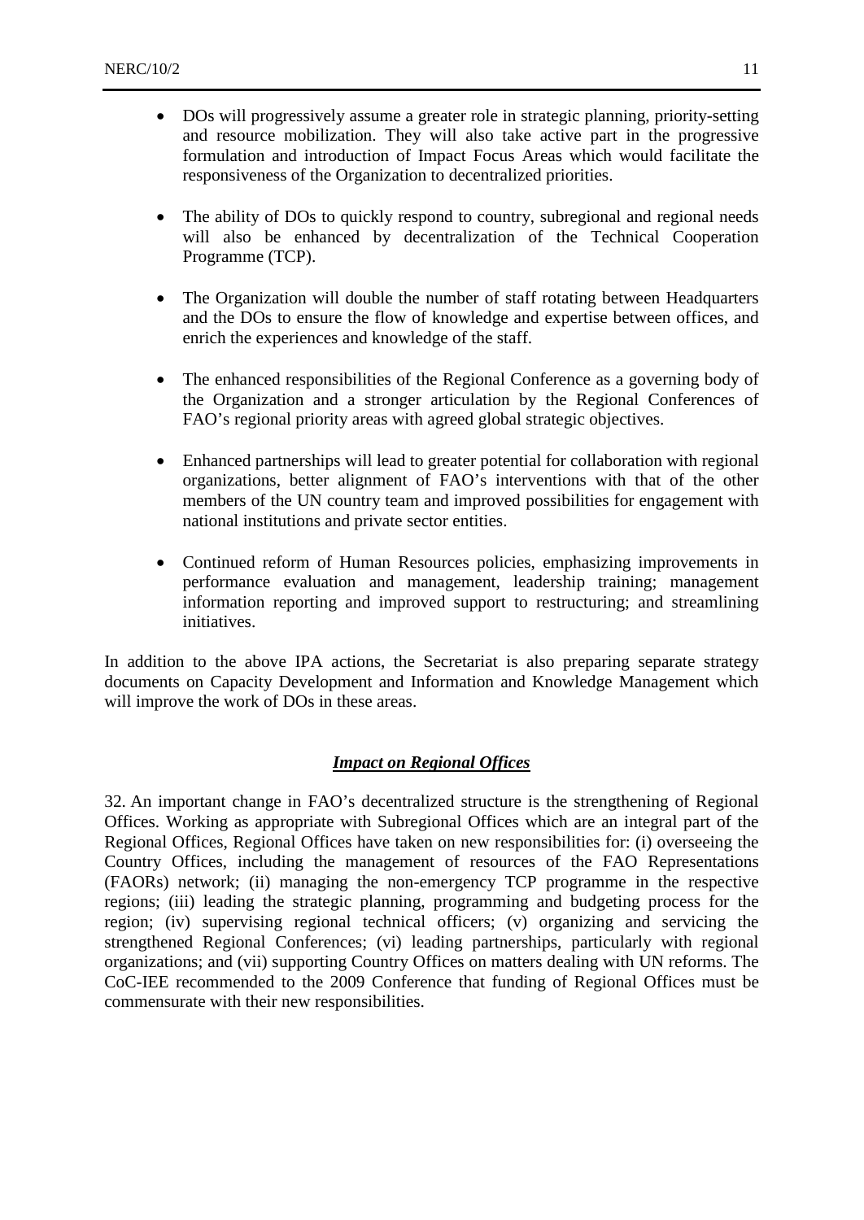- DOs will progressively assume a greater role in strategic planning, priority-setting and resource mobilization. They will also take active part in the progressive formulation and introduction of Impact Focus Areas which would facilitate the responsiveness of the Organization to decentralized priorities.

- The ability of DOs to quickly respond to country, subregional and regional needs will also be enhanced by decentralization of the Technical Cooperation Programme (TCP).

- The Organization will double the number of staff rotating between Headquarters and the DOs to ensure the flow of knowledge and expertise between offices, and enrich the experiences and knowledge of the staff.

- The enhanced responsibilities of the Regional Conference as a governing body of the Organization and a stronger articulation by the Regional Conferences of FAO's regional priority areas with agreed global strategic objectives.

- Enhanced partnerships will lead to greater potential for collaboration with regional organizations, better alignment of FAO's interventions with that of the other members of the UN country team and improved possibilities for engagement with national institutions and private sector entities.

- Continued reform of Human Resources policies, emphasizing improvements in performance evaluation and management, leadership training; management information reporting and improved support to restructuring; and streamlining initiatives.

In addition to the above IPA actions, the Secretariat is also preparing separate strategy documents on Capacity Development and Information and Knowledge Management which will improve the work of DOs in these areas.

### ***Impact on Regional Offices***

32. An important change in FAO's decentralized structure is the strengthening of Regional Offices. Working as appropriate with Subregional Offices which are an integral part of the Regional Offices, Regional Offices have taken on new responsibilities for: (i) overseeing the Country Offices, including the management of resources of the FAO Representations (FAORs) network; (ii) managing the non-emergency TCP programme in the respective regions; (iii) leading the strategic planning, programming and budgeting process for the region; (iv) supervising regional technical officers; (v) organizing and servicing the strengthened Regional Conferences; (vi) leading partnerships, particularly with regional organizations; and (vii) supporting Country Offices on matters dealing with UN reforms. The CoC-IEE recommended to the 2009 Conference that funding of Regional Offices must be commensurate with their new responsibilities.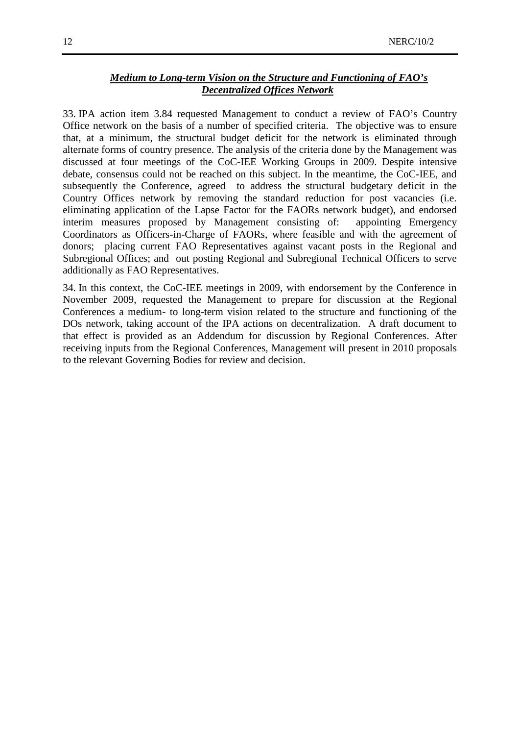### ***Medium to Long-term Vision on the Structure and Functioning of FAO's Decentralized Offices Network***

33. IPA action item 3.84 requested Management to conduct a review of FAO's Country Office network on the basis of a number of specified criteria. The objective was to ensure that, at a minimum, the structural budget deficit for the network is eliminated through alternate forms of country presence. The analysis of the criteria done by the Management was discussed at four meetings of the CoC-IEE Working Groups in 2009. Despite intensive debate, consensus could not be reached on this subject. In the meantime, the CoC-IEE, and subsequently the Conference, agreed to address the structural budgetary deficit in the Country Offices network by removing the standard reduction for post vacancies (i.e. eliminating application of the Lapse Factor for the FAORs network budget), and endorsed interim measures proposed by Management consisting of: appointing Emergency Coordinators as Officers-in-Charge of FAORs, where feasible and with the agreement of donors; placing current FAO Representatives against vacant posts in the Regional and Subregional Offices; and out posting Regional and Subregional Technical Officers to serve additionally as FAO Representatives.

34. In this context, the CoC-IEE meetings in 2009, with endorsement by the Conference in November 2009, requested the Management to prepare for discussion at the Regional Conferences a medium- to long-term vision related to the structure and functioning of the DOs network, taking account of the IPA actions on decentralization. A draft document to that effect is provided as an Addendum for discussion by Regional Conferences. After receiving inputs from the Regional Conferences, Management will present in 2010 proposals to the relevant Governing Bodies for review and decision.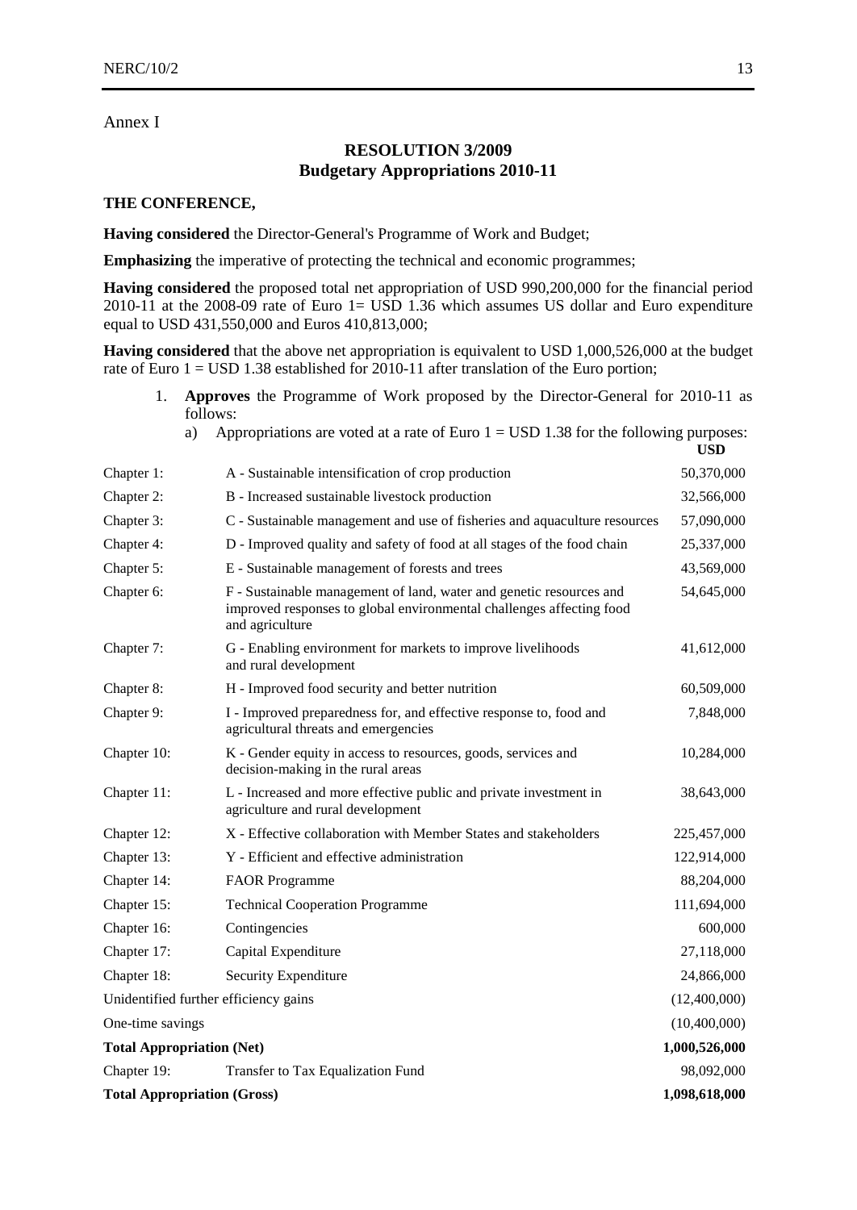Annex I

## RESOLUTION 3/2009
## Budgetary Appropriations 2010-11

**THE CONFERENCE,**

**Having considered** the Director-General's Programme of Work and Budget;

**Emphasizing** the imperative of protecting the technical and economic programmes;

**Having considered** the proposed total net appropriation of USD 990,200,000 for the financial period 2010-11 at the 2008-09 rate of Euro 1= USD 1.36 which assumes US dollar and Euro expenditure equal to USD 431,550,000 and Euros 410,813,000;

**Having considered** that the above net appropriation is equivalent to USD 1,000,526,000 at the budget rate of Euro 1 = USD 1.38 established for 2010-11 after translation of the Euro portion;

1. **Approves** the Programme of Work proposed by the Director-General for 2010-11 as follows:
   a) Appropriations are voted at a rate of Euro 1 = USD 1.38 for the following purposes:

| | | **USD** |
|---|---|---|
| Chapter 1: | A - Sustainable intensification of crop production | 50,370,000 |
| Chapter 2: | B - Increased sustainable livestock production | 32,566,000 |
| Chapter 3: | C - Sustainable management and use of fisheries and aquaculture resources | 57,090,000 |
| Chapter 4: | D - Improved quality and safety of food at all stages of the food chain | 25,337,000 |
| Chapter 5: | E - Sustainable management of forests and trees | 43,569,000 |
| Chapter 6: | F - Sustainable management of land, water and genetic resources and improved responses to global environmental challenges affecting food and agriculture | 54,645,000 |
| Chapter 7: | G - Enabling environment for markets to improve livelihoods and rural development | 41,612,000 |
| Chapter 8: | H - Improved food security and better nutrition | 60,509,000 |
| Chapter 9: | I - Improved preparedness for, and effective response to, food and agricultural threats and emergencies | 7,848,000 |
| Chapter 10: | K - Gender equity in access to resources, goods, services and decision-making in the rural areas | 10,284,000 |
| Chapter 11: | L - Increased and more effective public and private investment in agriculture and rural development | 38,643,000 |
| Chapter 12: | X - Effective collaboration with Member States and stakeholders | 225,457,000 |
| Chapter 13: | Y - Efficient and effective administration | 122,914,000 |
| Chapter 14: | FAOR Programme | 88,204,000 |
| Chapter 15: | Technical Cooperation Programme | 111,694,000 |
| Chapter 16: | Contingencies | 600,000 |
| Chapter 17: | Capital Expenditure | 27,118,000 |
| Chapter 18: | Security Expenditure | 24,866,000 |
| Unidentified further efficiency gains | | (12,400,000) |
| One-time savings | | (10,400,000) |
| **Total Appropriation (Net)** | | **1,000,526,000** |
| Chapter 19: | Transfer to Tax Equalization Fund | 98,092,000 |
| **Total Appropriation (Gross)** | | **1,098,618,000** |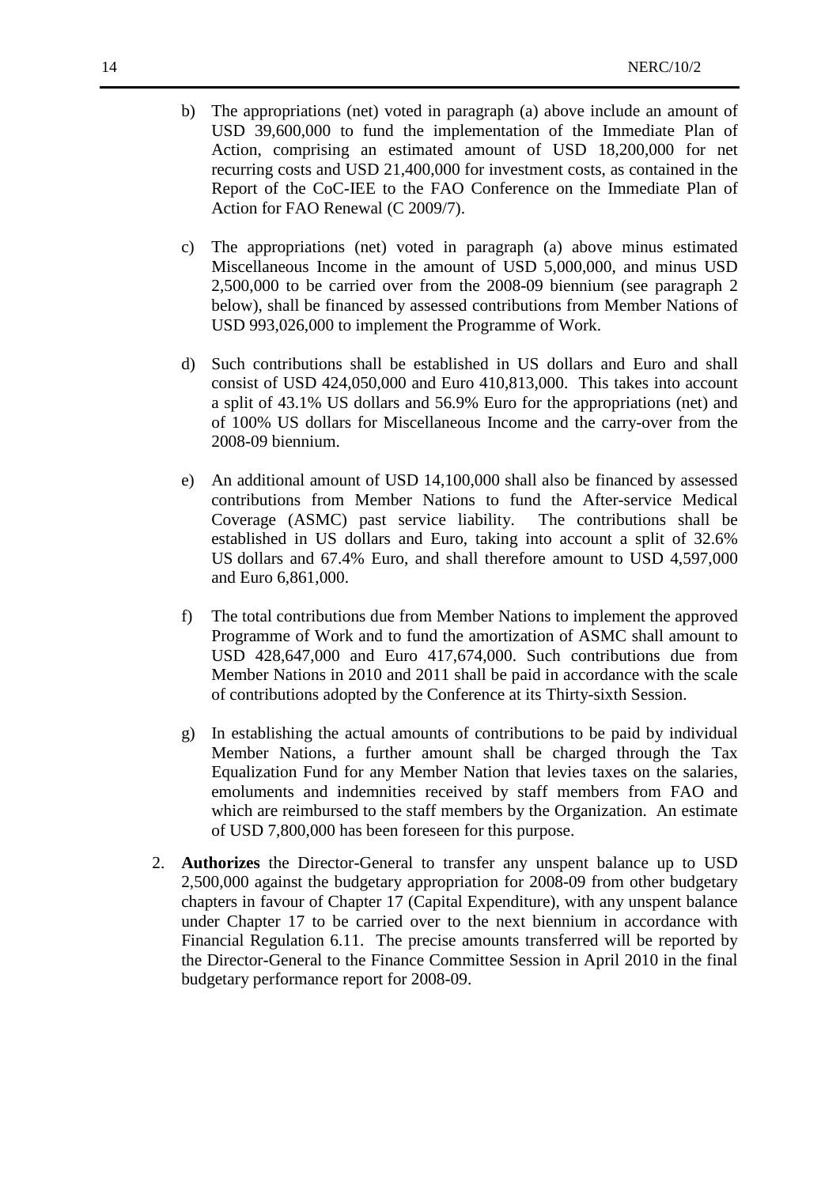b) The appropriations (net) voted in paragraph (a) above include an amount of USD 39,600,000 to fund the implementation of the Immediate Plan of Action, comprising an estimated amount of USD 18,200,000 for net recurring costs and USD 21,400,000 for investment costs, as contained in the Report of the CoC-IEE to the FAO Conference on the Immediate Plan of Action for FAO Renewal (C 2009/7).

c) The appropriations (net) voted in paragraph (a) above minus estimated Miscellaneous Income in the amount of USD 5,000,000, and minus USD 2,500,000 to be carried over from the 2008-09 biennium (see paragraph 2 below), shall be financed by assessed contributions from Member Nations of USD 993,026,000 to implement the Programme of Work.

d) Such contributions shall be established in US dollars and Euro and shall consist of USD 424,050,000 and Euro 410,813,000. This takes into account a split of 43.1% US dollars and 56.9% Euro for the appropriations (net) and of 100% US dollars for Miscellaneous Income and the carry-over from the 2008-09 biennium.

e) An additional amount of USD 14,100,000 shall also be financed by assessed contributions from Member Nations to fund the After-service Medical Coverage (ASMC) past service liability. The contributions shall be established in US dollars and Euro, taking into account a split of 32.6% US dollars and 67.4% Euro, and shall therefore amount to USD 4,597,000 and Euro 6,861,000.

f) The total contributions due from Member Nations to implement the approved Programme of Work and to fund the amortization of ASMC shall amount to USD 428,647,000 and Euro 417,674,000. Such contributions due from Member Nations in 2010 and 2011 shall be paid in accordance with the scale of contributions adopted by the Conference at its Thirty-sixth Session.

g) In establishing the actual amounts of contributions to be paid by individual Member Nations, a further amount shall be charged through the Tax Equalization Fund for any Member Nation that levies taxes on the salaries, emoluments and indemnities received by staff members from FAO and which are reimbursed to the staff members by the Organization. An estimate of USD 7,800,000 has been foreseen for this purpose.

2. **Authorizes** the Director-General to transfer any unspent balance up to USD 2,500,000 against the budgetary appropriation for 2008-09 from other budgetary chapters in favour of Chapter 17 (Capital Expenditure), with any unspent balance under Chapter 17 to be carried over to the next biennium in accordance with Financial Regulation 6.11. The precise amounts transferred will be reported by the Director-General to the Finance Committee Session in April 2010 in the final budgetary performance report for 2008-09.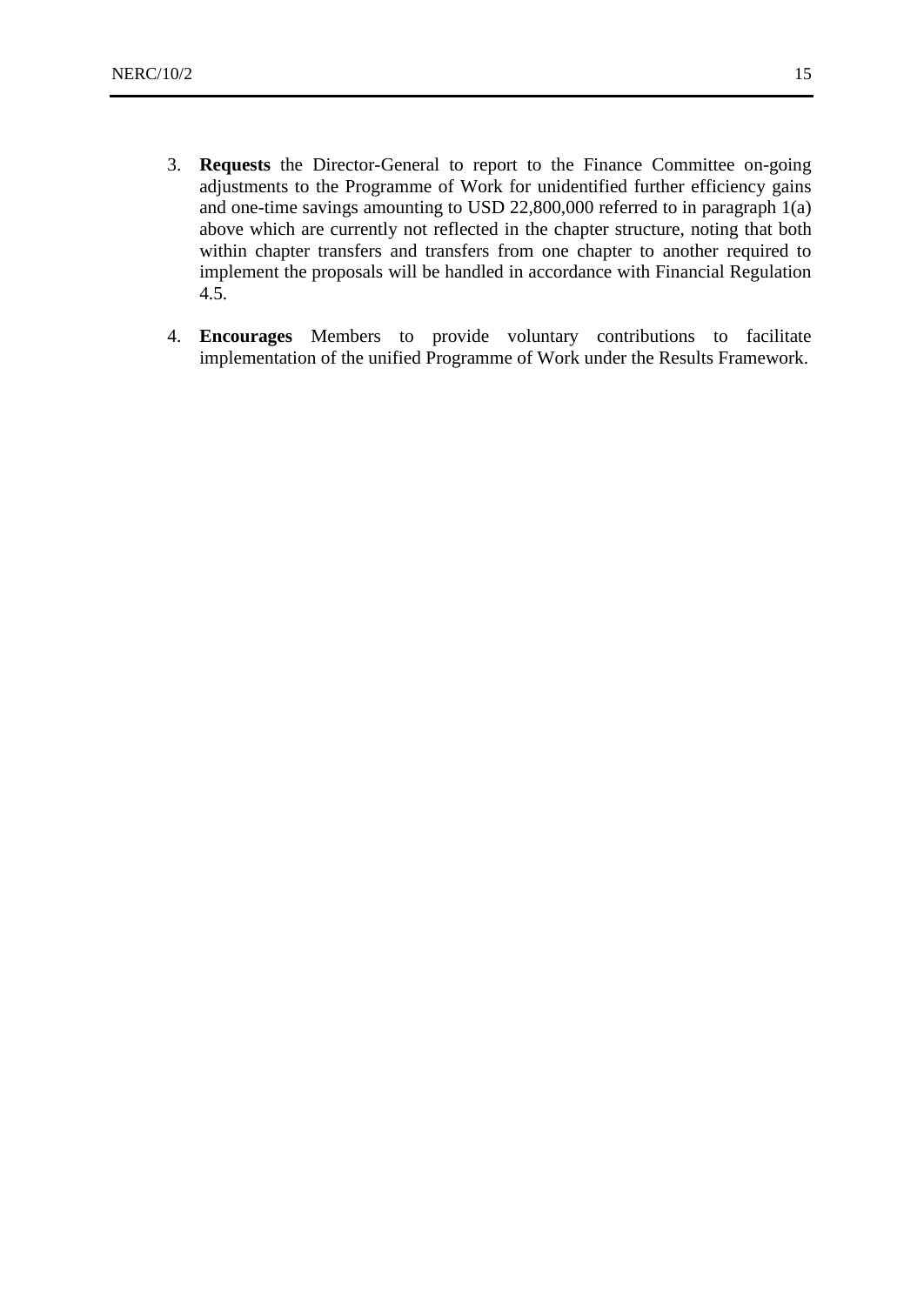3. **Requests** the Director-General to report to the Finance Committee on-going adjustments to the Programme of Work for unidentified further efficiency gains and one-time savings amounting to USD 22,800,000 referred to in paragraph 1(a) above which are currently not reflected in the chapter structure, noting that both within chapter transfers and transfers from one chapter to another required to implement the proposals will be handled in accordance with Financial Regulation 4.5.

4. **Encourages** Members to provide voluntary contributions to facilitate implementation of the unified Programme of Work under the Results Framework.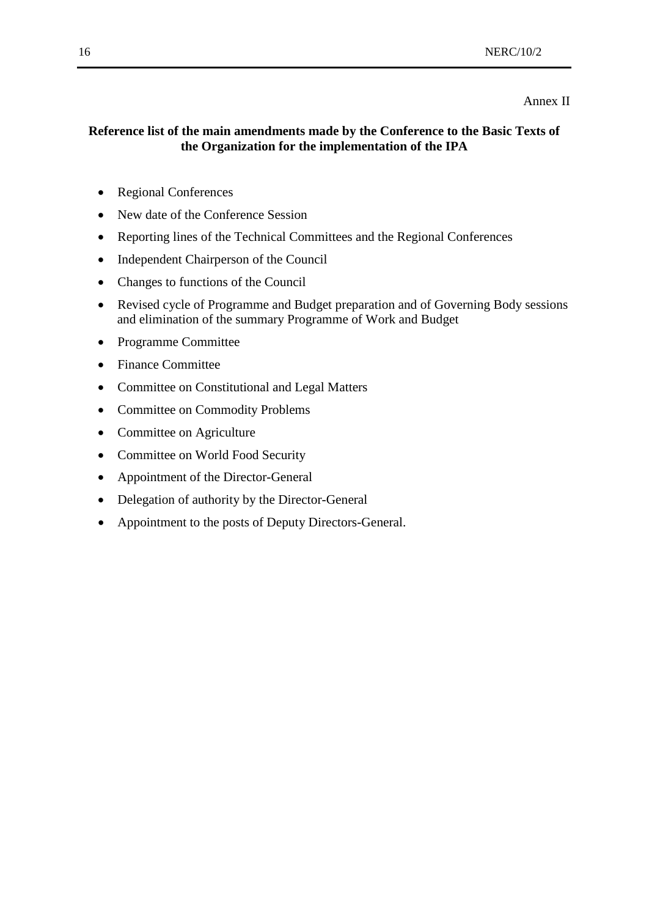Annex II

## Reference list of the main amendments made by the Conference to the Basic Texts of the Organization for the implementation of the IPA

- Regional Conferences
- New date of the Conference Session
- Reporting lines of the Technical Committees and the Regional Conferences
- Independent Chairperson of the Council
- Changes to functions of the Council
- Revised cycle of Programme and Budget preparation and of Governing Body sessions and elimination of the summary Programme of Work and Budget
- Programme Committee
- Finance Committee
- Committee on Constitutional and Legal Matters
- Committee on Commodity Problems
- Committee on Agriculture
- Committee on World Food Security
- Appointment of the Director-General
- Delegation of authority by the Director-General
- Appointment to the posts of Deputy Directors-General.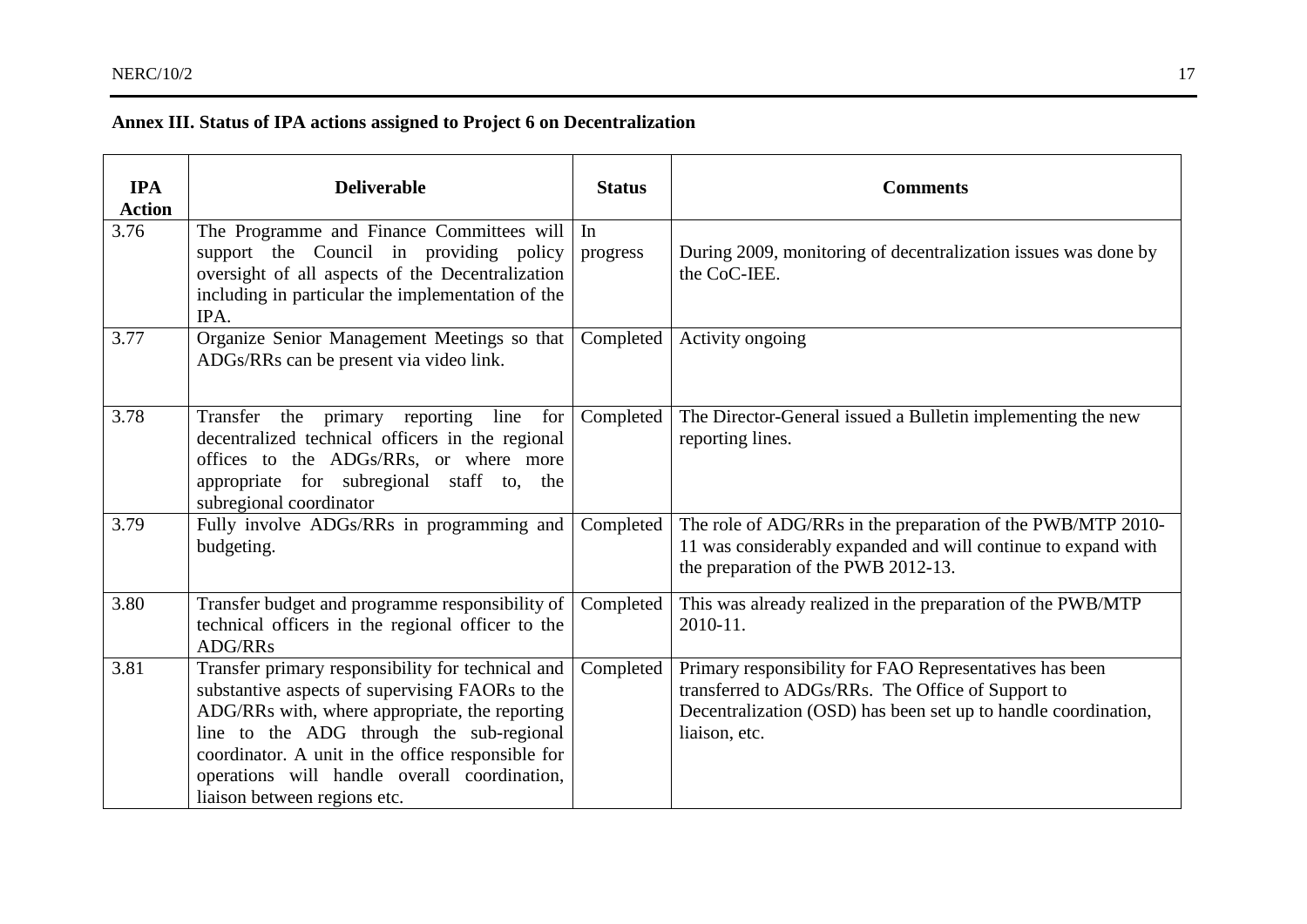**Annex III. Status of IPA actions assigned to Project 6 on Decentralization**

| IPA Action | Deliverable | Status | Comments |
|---|---|---|---|
| 3.76 | The Programme and Finance Committees will support the Council in providing policy oversight of all aspects of the Decentralization including in particular the implementation of the IPA. | In progress | During 2009, monitoring of decentralization issues was done by the CoC-IEE. |
| 3.77 | Organize Senior Management Meetings so that ADGs/RRs can be present via video link. | Completed | Activity ongoing |
| 3.78 | Transfer the primary reporting line for decentralized technical officers in the regional offices to the ADGs/RRs, or where more appropriate for subregional staff to, the subregional coordinator | Completed | The Director-General issued a Bulletin implementing the new reporting lines. |
| 3.79 | Fully involve ADGs/RRs in programming and budgeting. | Completed | The role of ADG/RRs in the preparation of the PWB/MTP 2010-11 was considerably expanded and will continue to expand with the preparation of the PWB 2012-13. |
| 3.80 | Transfer budget and programme responsibility of technical officers in the regional officer to the ADG/RRs | Completed | This was already realized in the preparation of the PWB/MTP 2010-11. |
| 3.81 | Transfer primary responsibility for technical and substantive aspects of supervising FAORs to the ADG/RRs with, where appropriate, the reporting line to the ADG through the sub-regional coordinator. A unit in the office responsible for operations will handle overall coordination, liaison between regions etc. | Completed | Primary responsibility for FAO Representatives has been transferred to ADGs/RRs. The Office of Support to Decentralization (OSD) has been set up to handle coordination, liaison, etc. |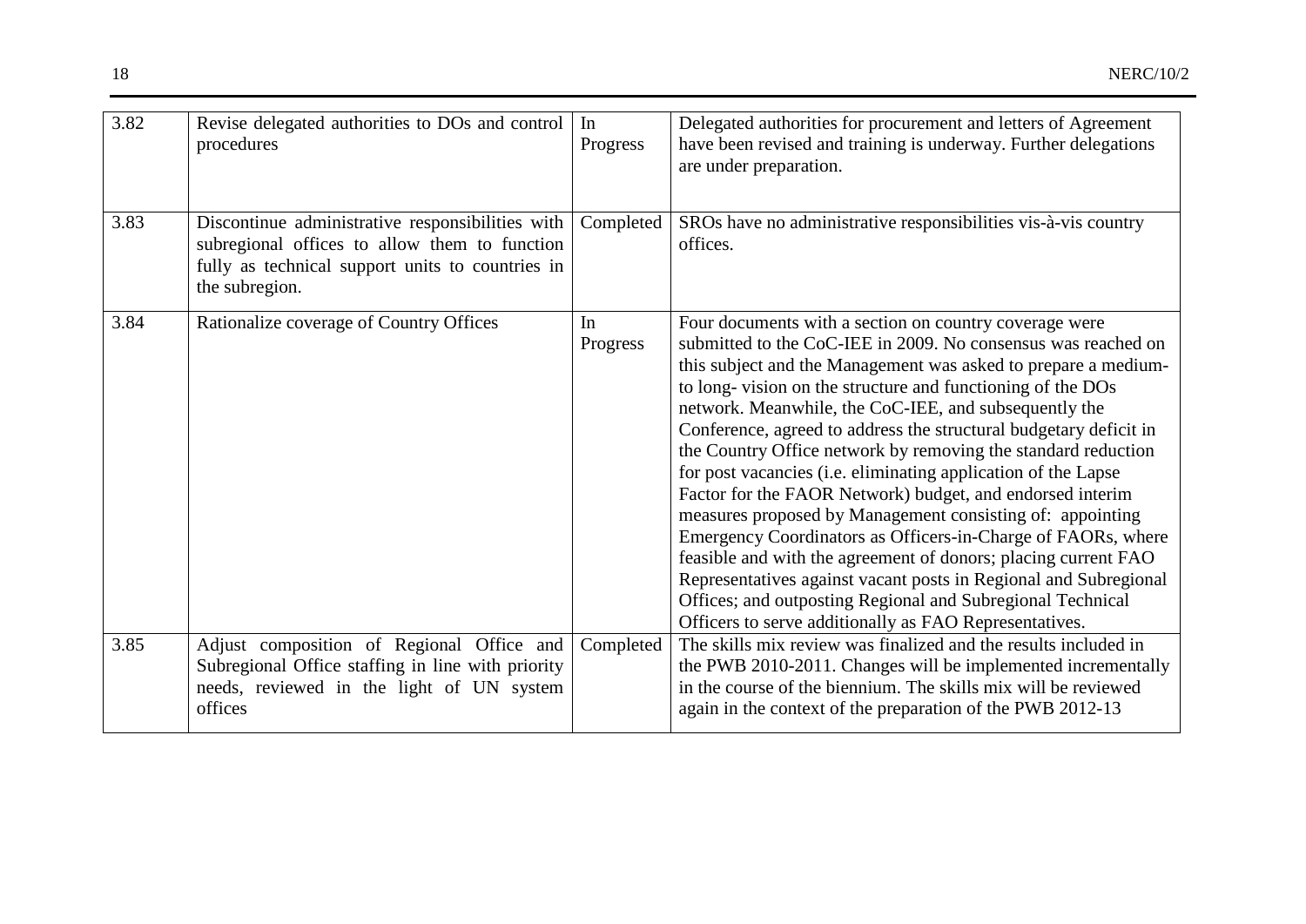| 3.82 | Revise delegated authorities to DOs and control procedures | In Progress | Delegated authorities for procurement and letters of Agreement have been revised and training is underway. Further delegations are under preparation. |
|---|---|---|---|
| 3.83 | Discontinue administrative responsibilities with subregional offices to allow them to function fully as technical support units to countries in the subregion. | Completed | SROs have no administrative responsibilities vis-à-vis country offices. |
| 3.84 | Rationalize coverage of Country Offices | In Progress | Four documents with a section on country coverage were submitted to the CoC-IEE in 2009. No consensus was reached on this subject and the Management was asked to prepare a medium- to long- vision on the structure and functioning of the DOs network. Meanwhile, the CoC-IEE, and subsequently the Conference, agreed to address the structural budgetary deficit in the Country Office network by removing the standard reduction for post vacancies (i.e. eliminating application of the Lapse Factor for the FAOR Network) budget, and endorsed interim measures proposed by Management consisting of: appointing Emergency Coordinators as Officers-in-Charge of FAORs, where feasible and with the agreement of donors; placing current FAO Representatives against vacant posts in Regional and Subregional Offices; and outposting Regional and Subregional Technical Officers to serve additionally as FAO Representatives. |
| 3.85 | Adjust composition of Regional Office and Subregional Office staffing in line with priority needs, reviewed in the light of UN system offices | Completed | The skills mix review was finalized and the results included in the PWB 2010-2011. Changes will be implemented incrementally in the course of the biennium. The skills mix will be reviewed again in the context of the preparation of the PWB 2012-13 |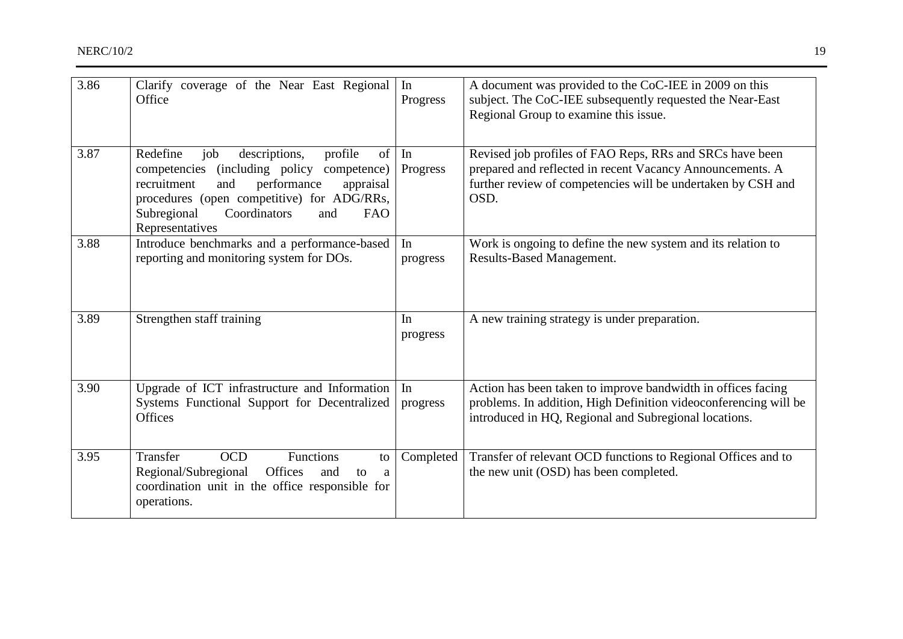| | | | |
|---|---|---|---|
| 3.86 | Clarify coverage of the Near East Regional Office | In Progress | A document was provided to the CoC-IEE in 2009 on this subject. The CoC-IEE subsequently requested the Near-East Regional Group to examine this issue. |
| 3.87 | Redefine job descriptions, profile of competencies (including policy competence) recruitment and performance appraisal procedures (open competitive) for ADG/RRs, Subregional Coordinators and FAO Representatives | In Progress | Revised job profiles of FAO Reps, RRs and SRCs have been prepared and reflected in recent Vacancy Announcements. A further review of competencies will be undertaken by CSH and OSD. |
| 3.88 | Introduce benchmarks and a performance-based reporting and monitoring system for DOs. | In progress | Work is ongoing to define the new system and its relation to Results-Based Management. |
| 3.89 | Strengthen staff training | In progress | A new training strategy is under preparation. |
| 3.90 | Upgrade of ICT infrastructure and Information Systems Functional Support for Decentralized Offices | In progress | Action has been taken to improve bandwidth in offices facing problems. In addition, High Definition videoconferencing will be introduced in HQ, Regional and Subregional locations. |
| 3.95 | Transfer OCD Functions to Regional/Subregional Offices and to a coordination unit in the office responsible for operations. | Completed | Transfer of relevant OCD functions to Regional Offices and to the new unit (OSD) has been completed. |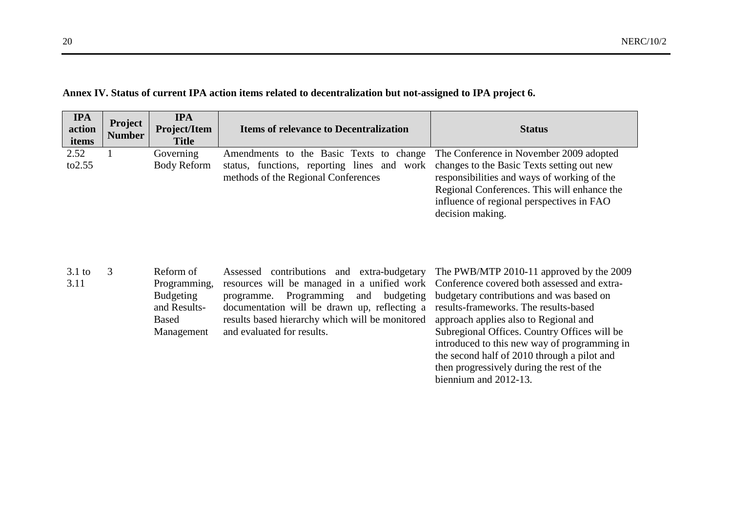**Annex IV. Status of current IPA action items related to decentralization but not-assigned to IPA project 6.**

| IPA action items | Project Number | IPA Project/Item Title | Items of relevance to Decentralization | Status |
|---|---|---|---|---|
| 2.52 to2.55 | 1 | Governing Body Reform | Amendments to the Basic Texts to change status, functions, reporting lines and work methods of the Regional Conferences | The Conference in November 2009 adopted changes to the Basic Texts setting out new responsibilities and ways of working of the Regional Conferences. This will enhance the influence of regional perspectives in FAO decision making. |
| 3.1 to 3.11 | 3 | Reform of Programming, Budgeting and Results-Based Management | Assessed contributions and extra-budgetary resources will be managed in a unified work programme. Programming and budgeting documentation will be drawn up, reflecting a results based hierarchy which will be monitored and evaluated for results. | The PWB/MTP 2010-11 approved by the 2009 Conference covered both assessed and extra-budgetary contributions and was based on results-frameworks. The results-based approach applies also to Regional and Subregional Offices. Country Offices will be introduced to this new way of programming in the second half of 2010 through a pilot and then progressively during the rest of the biennium and 2012-13. |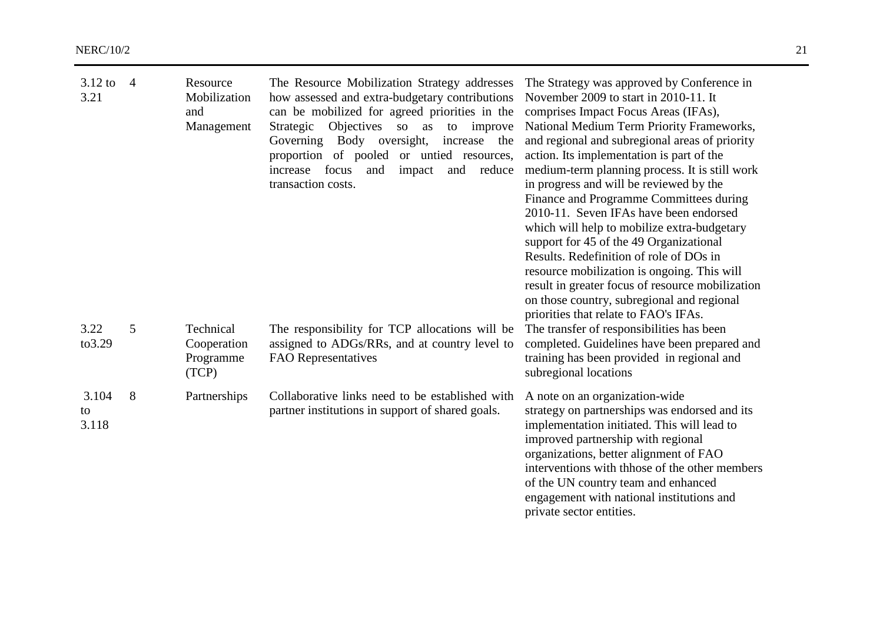| 3.12 to 3.21 | 4 | Resource Mobilization and Management | The Resource Mobilization Strategy addresses how assessed and extra-budgetary contributions can be mobilized for agreed priorities in the Strategic Objectives so as to improve Governing Body oversight, increase the proportion of pooled or untied resources, increase focus and impact and reduce transaction costs. | The Strategy was approved by Conference in November 2009 to start in 2010-11. It comprises Impact Focus Areas (IFAs), National Medium Term Priority Frameworks, and regional and subregional areas of priority action. Its implementation is part of the medium-term planning process. It is still work in progress and will be reviewed by the Finance and Programme Committees during 2010-11. Seven IFAs have been endorsed which will help to mobilize extra-budgetary support for 45 of the 49 Organizational Results. Redefinition of role of DOs in resource mobilization is ongoing. This will result in greater focus of resource mobilization on those country, subregional and regional priorities that relate to FAO's IFAs. |
|---|---|---|---|---|
| 3.22 to3.29 | 5 | Technical Cooperation Programme (TCP) | The responsibility for TCP allocations will be assigned to ADGs/RRs, and at country level to FAO Representatives | The transfer of responsibilities has been completed. Guidelines have been prepared and training has been provided in regional and subregional locations |
| 3.104 to 3.118 | 8 | Partnerships | Collaborative links need to be established with partner institutions in support of shared goals. | A note on an organization-wide strategy on partnerships was endorsed and its implementation initiated. This will lead to improved partnership with regional organizations, better alignment of FAO interventions with thhose of the other members of the UN country team and enhanced engagement with national institutions and private sector entities. |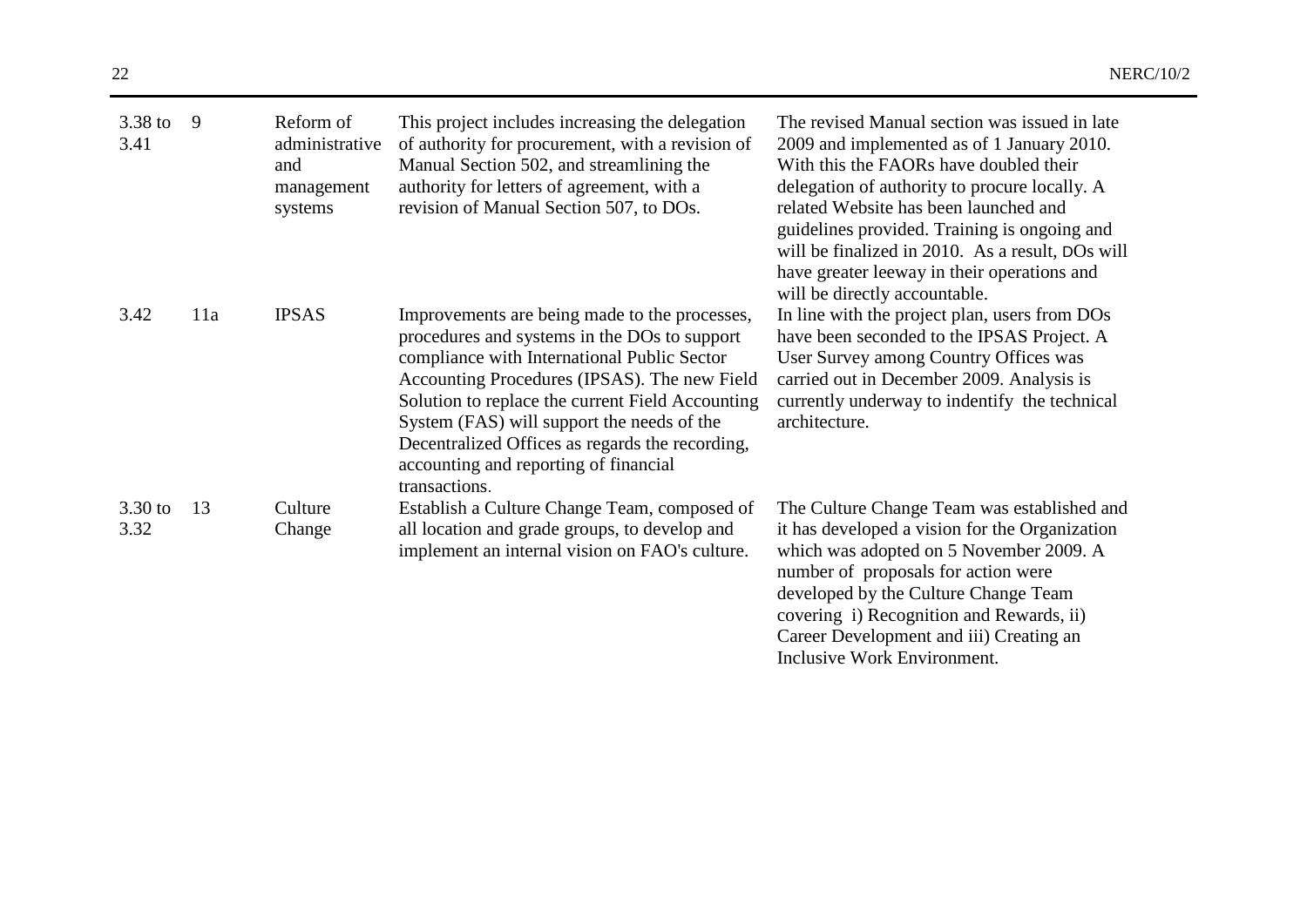| | | | | |
|---|---|---|---|---|
| 3.38 to 3.41 | 9 | Reform of administrative and management systems | This project includes increasing the delegation of authority for procurement, with a revision of Manual Section 502, and streamlining the authority for letters of agreement, with a revision of Manual Section 507, to DOs. | The revised Manual section was issued in late 2009 and implemented as of 1 January 2010. With this the FAORs have doubled their delegation of authority to procure locally. A related Website has been launched and guidelines provided. Training is ongoing and will be finalized in 2010. As a result, DOs will have greater leeway in their operations and will be directly accountable. |
| 3.42 | 11a | IPSAS | Improvements are being made to the processes, procedures and systems in the DOs to support compliance with International Public Sector Accounting Procedures (IPSAS). The new Field Solution to replace the current Field Accounting System (FAS) will support the needs of the Decentralized Offices as regards the recording, accounting and reporting of financial transactions. | In line with the project plan, users from DOs have been seconded to the IPSAS Project. A User Survey among Country Offices was carried out in December 2009. Analysis is currently underway to indentify the technical architecture. |
| 3.30 to 3.32 | 13 | Culture Change | Establish a Culture Change Team, composed of all location and grade groups, to develop and implement an internal vision on FAO's culture. | The Culture Change Team was established and it has developed a vision for the Organization which was adopted on 5 November 2009. A number of proposals for action were developed by the Culture Change Team covering i) Recognition and Rewards, ii) Career Development and iii) Creating an Inclusive Work Environment. |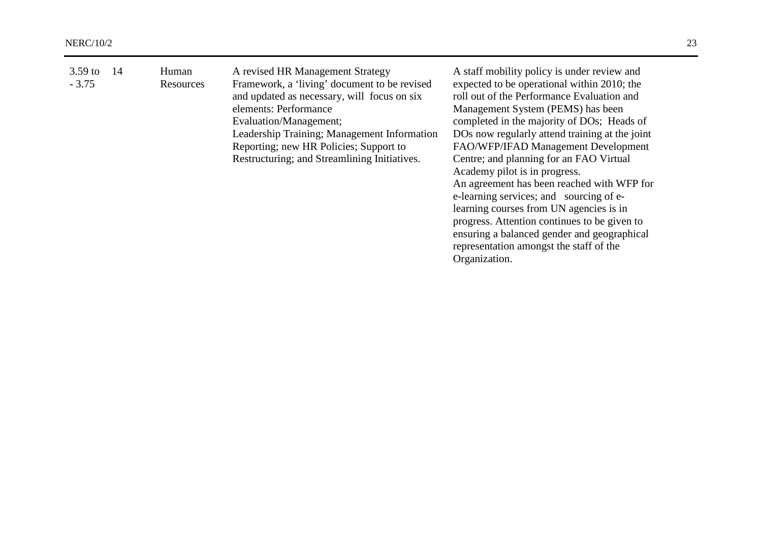| | | | | |
|---|---|---|---|---|
| 3.59 to - 3.75 | 14 | Human Resources | A revised HR Management Strategy Framework, a 'living' document to be revised and updated as necessary, will focus on six elements: Performance Evaluation/Management; Leadership Training; Management Information Reporting; new HR Policies; Support to Restructuring; and Streamlining Initiatives. | A staff mobility policy is under review and expected to be operational within 2010; the roll out of the Performance Evaluation and Management System (PEMS) has been completed in the majority of DOs; Heads of DOs now regularly attend training at the joint FAO/WFP/IFAD Management Development Centre; and planning for an FAO Virtual Academy pilot is in progress. An agreement has been reached with WFP for e-learning services; and sourcing of e-learning courses from UN agencies is in progress. Attention continues to be given to ensuring a balanced gender and geographical representation amongst the staff of the Organization. |